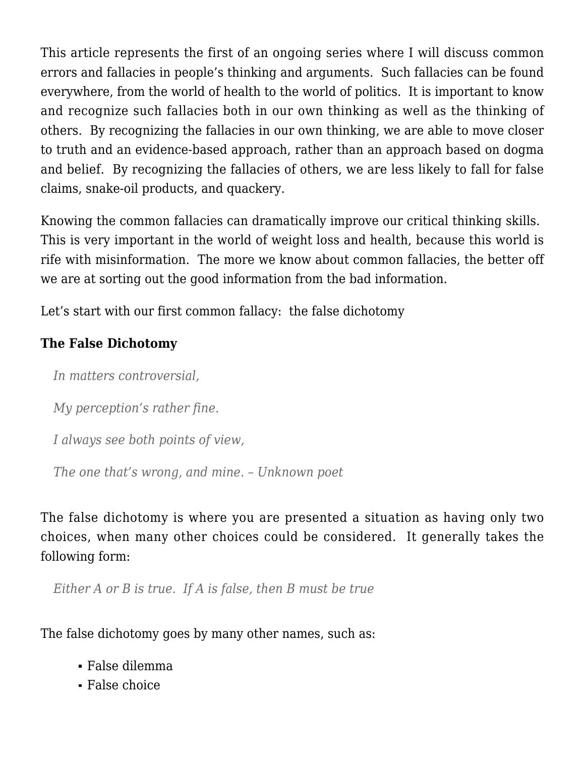This article represents the first of an ongoing series where I will discuss common errors and fallacies in people's thinking and arguments. Such fallacies can be found everywhere, from the world of health to the world of politics. It is important to know and recognize such fallacies both in our own thinking as well as the thinking of others. By recognizing the fallacies in our own thinking, we are able to move closer to truth and an evidence-based approach, rather than an approach based on dogma and belief. By recognizing the fallacies of others, we are less likely to fall for false claims, snake-oil products, and quackery.

Knowing the common fallacies can dramatically improve our critical thinking skills. This is very important in the world of weight loss and health, because this world is rife with misinformation. The more we know about common fallacies, the better off we are at sorting out the good information from the bad information.

Let's start with our first common fallacy: the false dichotomy

**The False Dichotomy**

> *In matters controversial,*
>
> *My perception's rather fine.*
>
> *I always see both points of view,*
>
> *The one that's wrong, and mine. – Unknown poet*

The false dichotomy is where you are presented a situation as having only two choices, when many other choices could be considered. It generally takes the following form:

> *Either A or B is true. If A is false, then B must be true*

The false dichotomy goes by many other names, such as:

- False dilemma
- False choice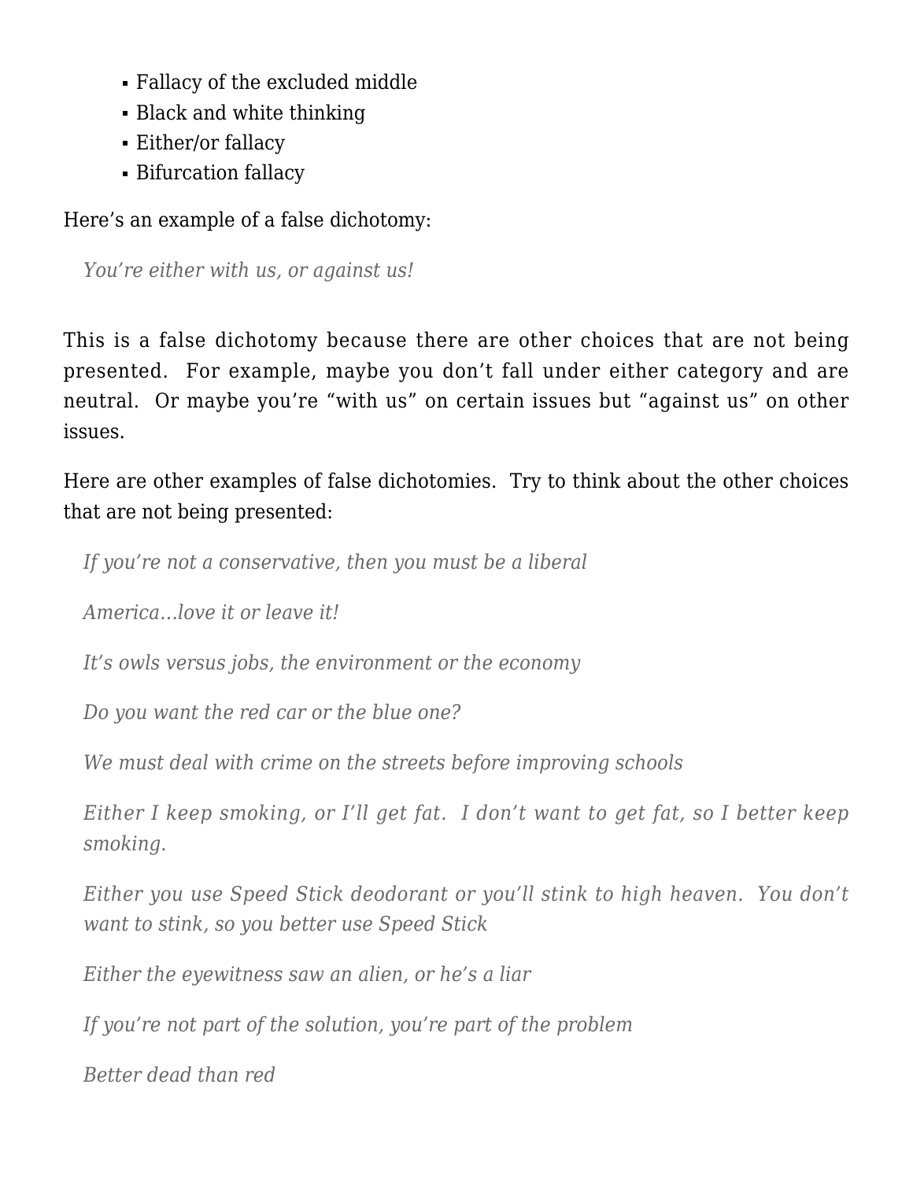- Fallacy of the excluded middle
- Black and white thinking
- Either/or fallacy
- Bifurcation fallacy

Here's an example of a false dichotomy:

> *You're either with us, or against us!*

This is a false dichotomy because there are other choices that are not being presented. For example, maybe you don't fall under either category and are neutral. Or maybe you're "with us" on certain issues but "against us" on other issues.

Here are other examples of false dichotomies. Try to think about the other choices that are not being presented:

> *If you're not a conservative, then you must be a liberal*

> *America…love it or leave it!*

> *It's owls versus jobs, the environment or the economy*

> *Do you want the red car or the blue one?*

> *We must deal with crime on the streets before improving schools*

> *Either I keep smoking, or I'll get fat. I don't want to get fat, so I better keep smoking.*

> *Either you use Speed Stick deodorant or you'll stink to high heaven. You don't want to stink, so you better use Speed Stick*

> *Either the eyewitness saw an alien, or he's a liar*

> *If you're not part of the solution, you're part of the problem*

> *Better dead than red*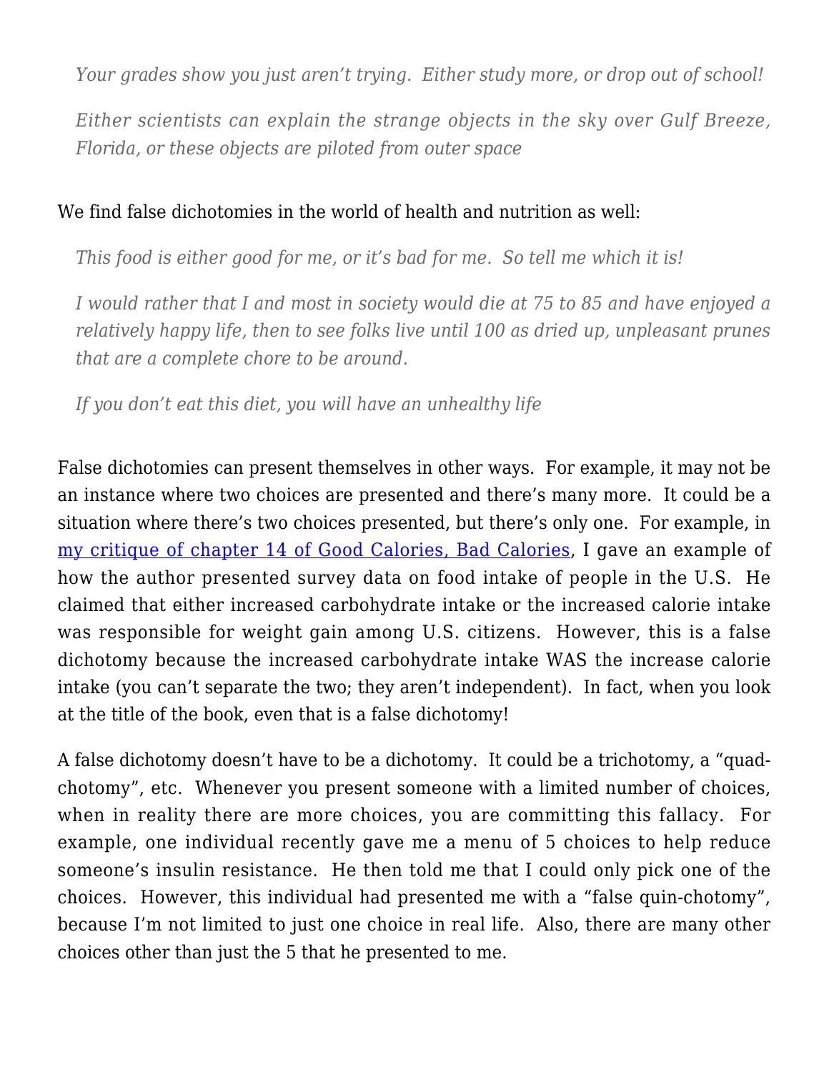> *Your grades show you just aren't trying. Either study more, or drop out of school!*

> *Either scientists can explain the strange objects in the sky over Gulf Breeze, Florida, or these objects are piloted from outer space*

We find false dichotomies in the world of health and nutrition as well:

> *This food is either good for me, or it's bad for me. So tell me which it is!*

> *I would rather that I and most in society would die at 75 to 85 and have enjoyed a relatively happy life, then to see folks live until 100 as dried up, unpleasant prunes that are a complete chore to be around.*

> *If you don't eat this diet, you will have an unhealthy life*

False dichotomies can present themselves in other ways. For example, it may not be an instance where two choices are presented and there's many more. It could be a situation where there's two choices presented, but there's only one. For example, in [my critique of chapter 14 of Good Calories, Bad Calories](), I gave an example of how the author presented survey data on food intake of people in the U.S. He claimed that either increased carbohydrate intake or the increased calorie intake was responsible for weight gain among U.S. citizens. However, this is a false dichotomy because the increased carbohydrate intake WAS the increase calorie intake (you can't separate the two; they aren't independent). In fact, when you look at the title of the book, even that is a false dichotomy!

A false dichotomy doesn't have to be a dichotomy. It could be a trichotomy, a "quad-chotomy", etc. Whenever you present someone with a limited number of choices, when in reality there are more choices, you are committing this fallacy. For example, one individual recently gave me a menu of 5 choices to help reduce someone's insulin resistance. He then told me that I could only pick one of the choices. However, this individual had presented me with a "false quin-chotomy", because I'm not limited to just one choice in real life. Also, there are many other choices other than just the 5 that he presented to me.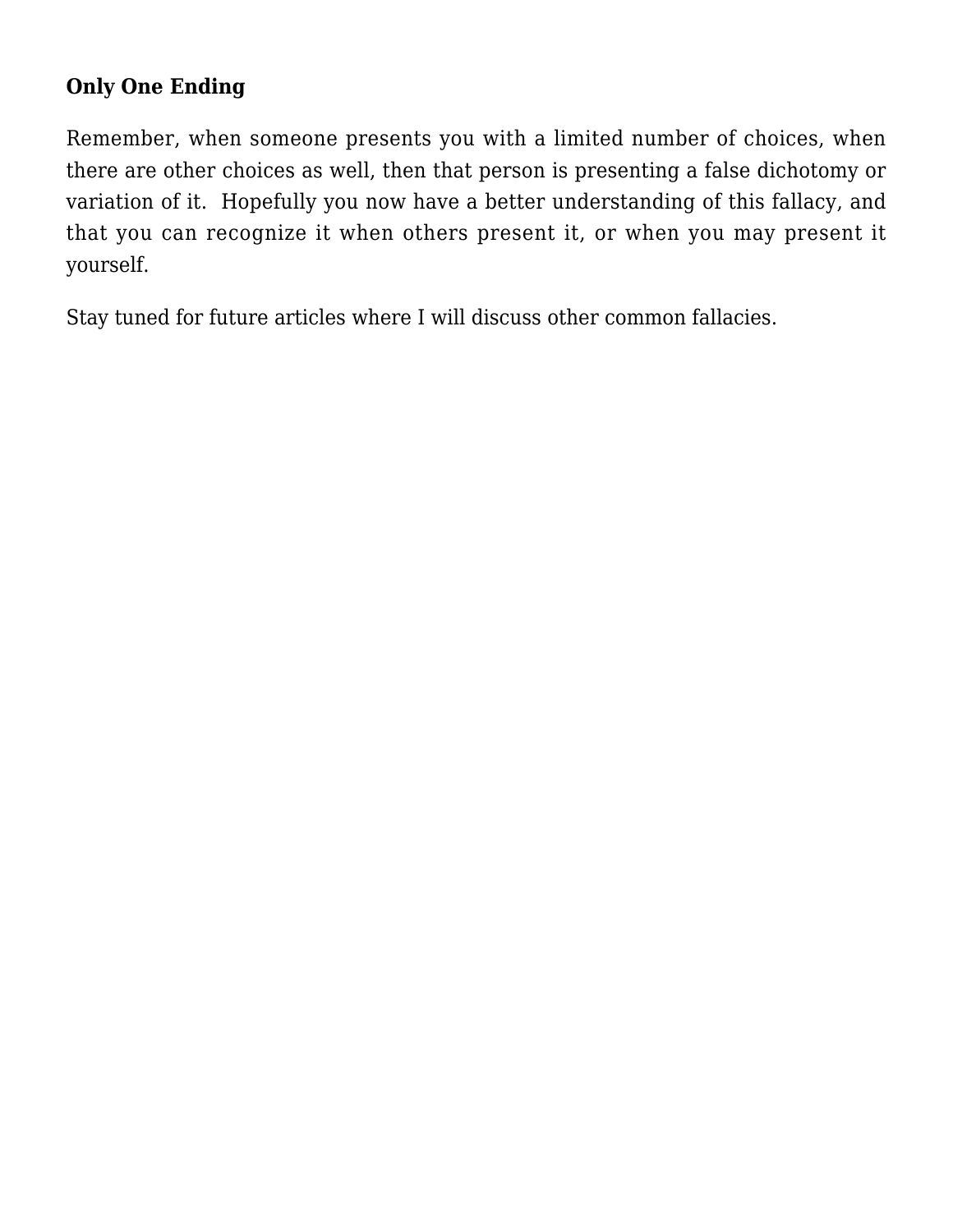**Only One Ending**

Remember, when someone presents you with a limited number of choices, when there are other choices as well, then that person is presenting a false dichotomy or variation of it. Hopefully you now have a better understanding of this fallacy, and that you can recognize it when others present it, or when you may present it yourself.

Stay tuned for future articles where I will discuss other common fallacies.